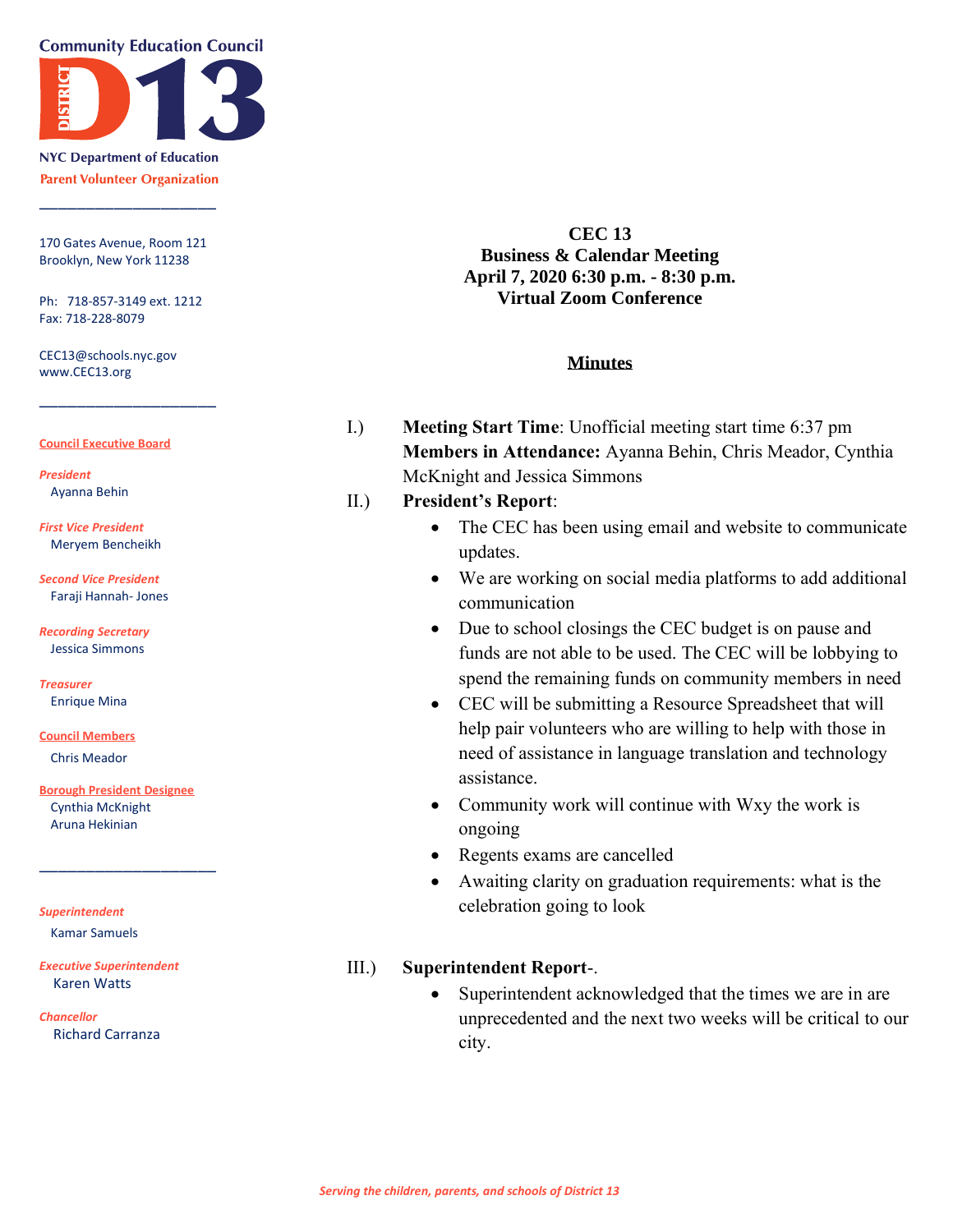Community Education Council

DISTRICT 13

NYC Department of Education

Parent Volunteer Organization

170 Gates Avenue, Room 121
Brooklyn, New York 11238

Ph: 718-857-3149 ext. 1212
Fax: 718-228-8079

CEC13@schools.nyc.gov
www.CEC13.org

**Council Executive Board**

*President*
Ayanna Behin

*First Vice President*
Meryem Bencheikh

*Second Vice President*
Faraji Hannah- Jones

*Recording Secretary*
Jessica Simmons

*Treasurer*
Enrique Mina

**Council Members**
Chris Meador

**Borough President Designee**
Cynthia McKnight
Aruna Hekinian

*Superintendent*
Kamar Samuels

*Executive Superintendent*
Karen Watts

*Chancellor*
Richard Carranza

# CEC 13
## Business & Calendar Meeting
## April 7, 2020 6:30 p.m. - 8:30 p.m.
## Virtual Zoom Conference

## Minutes

I.) **Meeting Start Time**: Unofficial meeting start time 6:37 pm
**Members in Attendance:** Ayanna Behin, Chris Meador, Cynthia McKnight and Jessica Simmons

II.) **President's Report**:

- The CEC has been using email and website to communicate updates.
- We are working on social media platforms to add additional communication
- Due to school closings the CEC budget is on pause and funds are not able to be used. The CEC will be lobbying to spend the remaining funds on community members in need
- CEC will be submitting a Resource Spreadsheet that will help pair volunteers who are willing to help with those in need of assistance in language translation and technology assistance.
- Community work will continue with Wxy the work is ongoing
- Regents exams are cancelled
- Awaiting clarity on graduation requirements: what is the celebration going to look

III.) **Superintendent Report**-.

- Superintendent acknowledged that the times we are in are unprecedented and the next two weeks will be critical to our city.

*Serving the children, parents, and schools of District 13*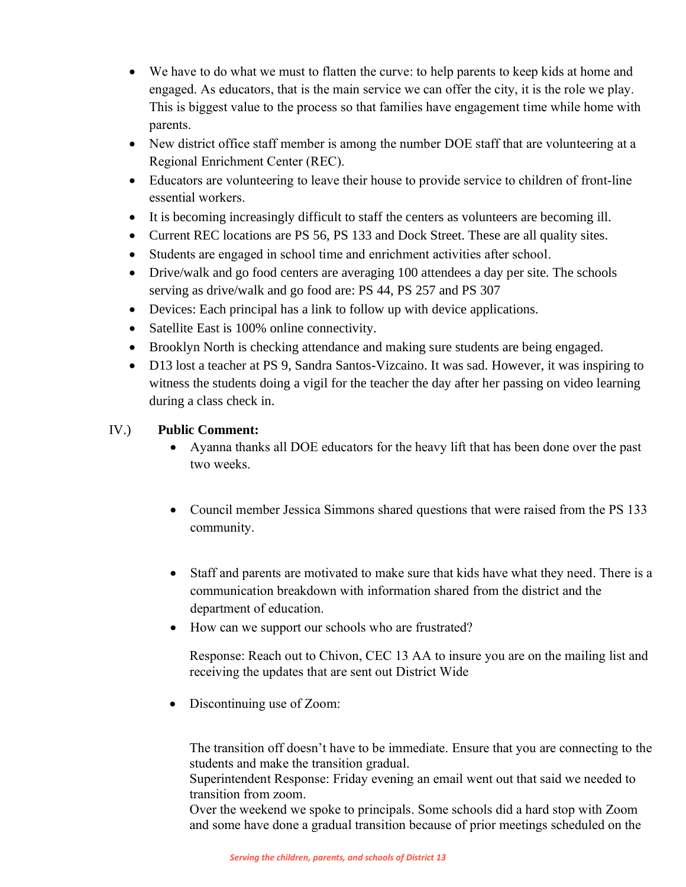- We have to do what we must to flatten the curve: to help parents to keep kids at home and engaged. As educators, that is the main service we can offer the city, it is the role we play. This is biggest value to the process so that families have engagement time while home with parents.
- New district office staff member is among the number DOE staff that are volunteering at a Regional Enrichment Center (REC).
- Educators are volunteering to leave their house to provide service to children of front-line essential workers.
- It is becoming increasingly difficult to staff the centers as volunteers are becoming ill.
- Current REC locations are PS 56, PS 133 and Dock Street. These are all quality sites.
- Students are engaged in school time and enrichment activities after school.
- Drive/walk and go food centers are averaging 100 attendees a day per site. The schools serving as drive/walk and go food are: PS 44, PS 257 and PS 307
- Devices: Each principal has a link to follow up with device applications.
- Satellite East is 100% online connectivity.
- Brooklyn North is checking attendance and making sure students are being engaged.
- D13 lost a teacher at PS 9, Sandra Santos-Vizcaino. It was sad. However, it was inspiring to witness the students doing a vigil for the teacher the day after her passing on video learning during a class check in.

IV.) **Public Comment:**

- Ayanna thanks all DOE educators for the heavy lift that has been done over the past two weeks.

- Council member Jessica Simmons shared questions that were raised from the PS 133 community.

- Staff and parents are motivated to make sure that kids have what they need. There is a communication breakdown with information shared from the district and the department of education.
- How can we support our schools who are frustrated?

  Response: Reach out to Chivon, CEC 13 AA to insure you are on the mailing list and receiving the updates that are sent out District Wide

- Discontinuing use of Zoom:

  The transition off doesn't have to be immediate. Ensure that you are connecting to the students and make the transition gradual.
  Superintendent Response: Friday evening an email went out that said we needed to transition from zoom.
  Over the weekend we spoke to principals. Some schools did a hard stop with Zoom and some have done a gradual transition because of prior meetings scheduled on the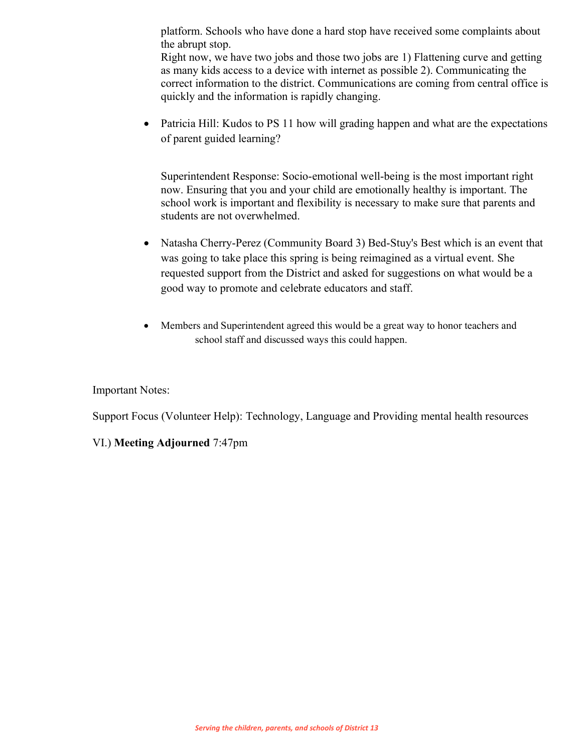platform. Schools who have done a hard stop have received some complaints about the abrupt stop.
Right now, we have two jobs and those two jobs are 1) Flattening curve and getting as many kids access to a device with internet as possible 2). Communicating the correct information to the district. Communications are coming from central office is quickly and the information is rapidly changing.

- Patricia Hill: Kudos to PS 11 how will grading happen and what are the expectations of parent guided learning?

  Superintendent Response: Socio-emotional well-being is the most important right now. Ensuring that you and your child are emotionally healthy is important. The school work is important and flexibility is necessary to make sure that parents and students are not overwhelmed.

- Natasha Cherry-Perez (Community Board 3) Bed-Stuy's Best which is an event that was going to take place this spring is being reimagined as a virtual event. She requested support from the District and asked for suggestions on what would be a good way to promote and celebrate educators and staff.

- Members and Superintendent agreed this would be a great way to honor teachers and school staff and discussed ways this could happen.

Important Notes:

Support Focus (Volunteer Help): Technology, Language and Providing mental health resources

VI.) **Meeting Adjourned** 7:47pm